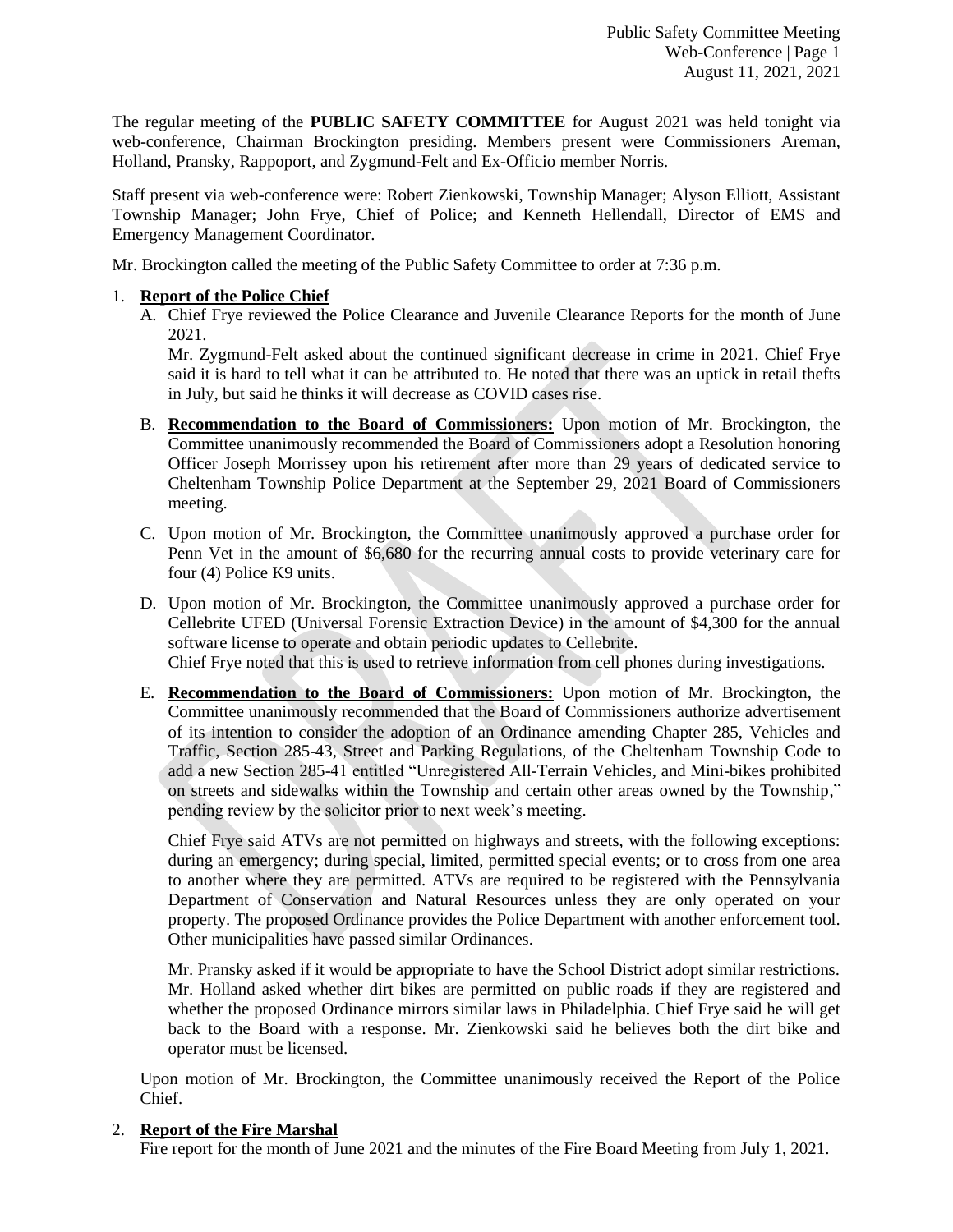The regular meeting of the **PUBLIC SAFETY COMMITTEE** for August 2021 was held tonight via web-conference, Chairman Brockington presiding. Members present were Commissioners Areman, Holland, Pransky, Rappoport, and Zygmund-Felt and Ex-Officio member Norris.

Staff present via web-conference were: Robert Zienkowski, Township Manager; Alyson Elliott, Assistant Township Manager; John Frye, Chief of Police; and Kenneth Hellendall, Director of EMS and Emergency Management Coordinator.

Mr. Brockington called the meeting of the Public Safety Committee to order at 7:36 p.m.

1. **Report of the Police Chief**

   A. Chief Frye reviewed the Police Clearance and Juvenile Clearance Reports for the month of June 2021.

   Mr. Zygmund-Felt asked about the continued significant decrease in crime in 2021. Chief Frye said it is hard to tell what it can be attributed to. He noted that there was an uptick in retail thefts in July, but said he thinks it will decrease as COVID cases rise.

   B. **Recommendation to the Board of Commissioners:** Upon motion of Mr. Brockington, the Committee unanimously recommended the Board of Commissioners adopt a Resolution honoring Officer Joseph Morrissey upon his retirement after more than 29 years of dedicated service to Cheltenham Township Police Department at the September 29, 2021 Board of Commissioners meeting.

   C. Upon motion of Mr. Brockington, the Committee unanimously approved a purchase order for Penn Vet in the amount of $6,680 for the recurring annual costs to provide veterinary care for four (4) Police K9 units.

   D. Upon motion of Mr. Brockington, the Committee unanimously approved a purchase order for Cellebrite UFED (Universal Forensic Extraction Device) in the amount of $4,300 for the annual software license to operate and obtain periodic updates to Cellebrite.

   Chief Frye noted that this is used to retrieve information from cell phones during investigations.

   E. **Recommendation to the Board of Commissioners:** Upon motion of Mr. Brockington, the Committee unanimously recommended that the Board of Commissioners authorize advertisement of its intention to consider the adoption of an Ordinance amending Chapter 285, Vehicles and Traffic, Section 285-43, Street and Parking Regulations, of the Cheltenham Township Code to add a new Section 285-41 entitled "Unregistered All-Terrain Vehicles, and Mini-bikes prohibited on streets and sidewalks within the Township and certain other areas owned by the Township," pending review by the solicitor prior to next week's meeting.

   Chief Frye said ATVs are not permitted on highways and streets, with the following exceptions: during an emergency; during special, limited, permitted special events; or to cross from one area to another where they are permitted. ATVs are required to be registered with the Pennsylvania Department of Conservation and Natural Resources unless they are only operated on your property. The proposed Ordinance provides the Police Department with another enforcement tool. Other municipalities have passed similar Ordinances.

   Mr. Pransky asked if it would be appropriate to have the School District adopt similar restrictions. Mr. Holland asked whether dirt bikes are permitted on public roads if they are registered and whether the proposed Ordinance mirrors similar laws in Philadelphia. Chief Frye said he will get back to the Board with a response. Mr. Zienkowski said he believes both the dirt bike and operator must be licensed.

   Upon motion of Mr. Brockington, the Committee unanimously received the Report of the Police Chief.

2. **Report of the Fire Marshal**

   Fire report for the month of June 2021 and the minutes of the Fire Board Meeting from July 1, 2021.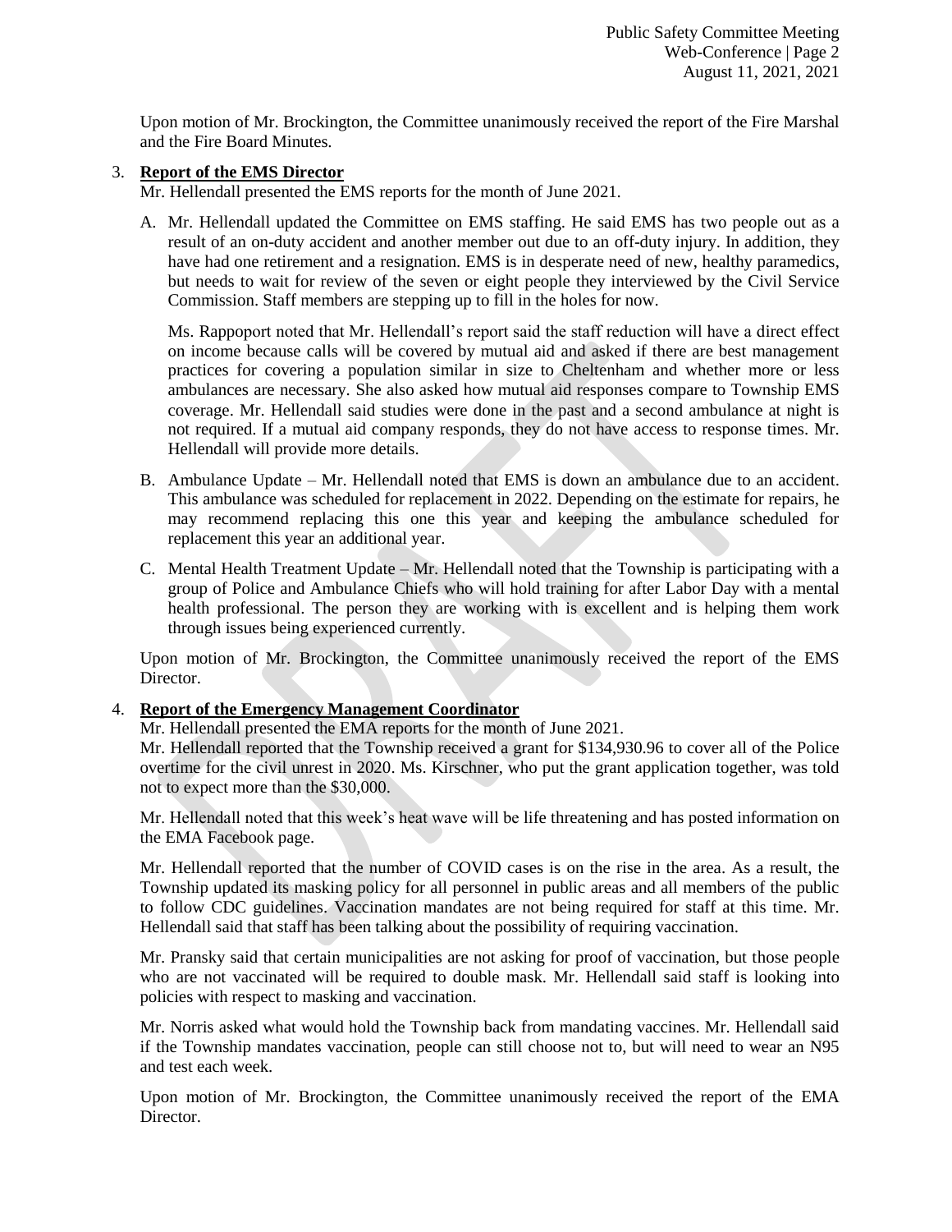Upon motion of Mr. Brockington, the Committee unanimously received the report of the Fire Marshal and the Fire Board Minutes.

3. **Report of the EMS Director**

   Mr. Hellendall presented the EMS reports for the month of June 2021.

   A. Mr. Hellendall updated the Committee on EMS staffing. He said EMS has two people out as a result of an on-duty accident and another member out due to an off-duty injury. In addition, they have had one retirement and a resignation. EMS is in desperate need of new, healthy paramedics, but needs to wait for review of the seven or eight people they interviewed by the Civil Service Commission. Staff members are stepping up to fill in the holes for now.

      Ms. Rappoport noted that Mr. Hellendall's report said the staff reduction will have a direct effect on income because calls will be covered by mutual aid and asked if there are best management practices for covering a population similar in size to Cheltenham and whether more or less ambulances are necessary. She also asked how mutual aid responses compare to Township EMS coverage. Mr. Hellendall said studies were done in the past and a second ambulance at night is not required. If a mutual aid company responds, they do not have access to response times. Mr. Hellendall will provide more details.

   B. Ambulance Update – Mr. Hellendall noted that EMS is down an ambulance due to an accident. This ambulance was scheduled for replacement in 2022. Depending on the estimate for repairs, he may recommend replacing this one this year and keeping the ambulance scheduled for replacement this year an additional year.

   C. Mental Health Treatment Update – Mr. Hellendall noted that the Township is participating with a group of Police and Ambulance Chiefs who will hold training for after Labor Day with a mental health professional. The person they are working with is excellent and is helping them work through issues being experienced currently.

   Upon motion of Mr. Brockington, the Committee unanimously received the report of the EMS Director.

4. **Report of the Emergency Management Coordinator**

   Mr. Hellendall presented the EMA reports for the month of June 2021.

   Mr. Hellendall reported that the Township received a grant for $134,930.96 to cover all of the Police overtime for the civil unrest in 2020. Ms. Kirschner, who put the grant application together, was told not to expect more than the $30,000.

   Mr. Hellendall noted that this week's heat wave will be life threatening and has posted information on the EMA Facebook page.

   Mr. Hellendall reported that the number of COVID cases is on the rise in the area. As a result, the Township updated its masking policy for all personnel in public areas and all members of the public to follow CDC guidelines. Vaccination mandates are not being required for staff at this time. Mr. Hellendall said that staff has been talking about the possibility of requiring vaccination.

   Mr. Pransky said that certain municipalities are not asking for proof of vaccination, but those people who are not vaccinated will be required to double mask. Mr. Hellendall said staff is looking into policies with respect to masking and vaccination.

   Mr. Norris asked what would hold the Township back from mandating vaccines. Mr. Hellendall said if the Township mandates vaccination, people can still choose not to, but will need to wear an N95 and test each week.

   Upon motion of Mr. Brockington, the Committee unanimously received the report of the EMA Director.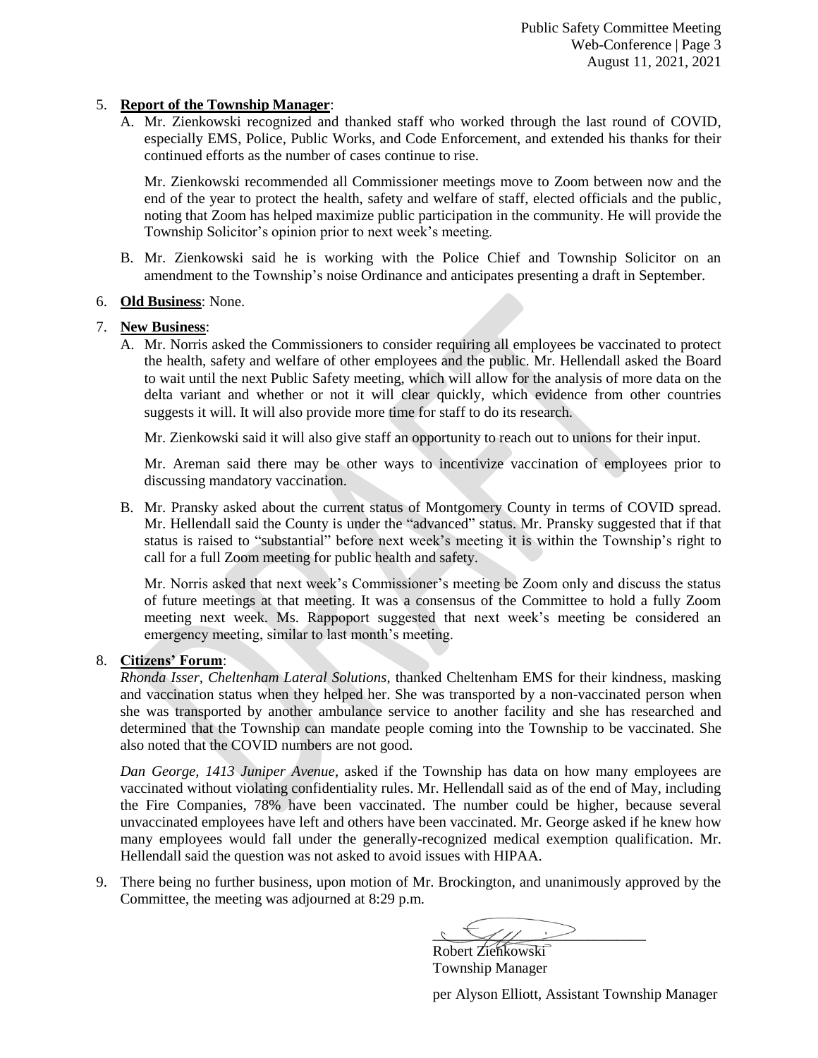5. **Report of the Township Manager**:
   A. Mr. Zienkowski recognized and thanked staff who worked through the last round of COVID, especially EMS, Police, Public Works, and Code Enforcement, and extended his thanks for their continued efforts as the number of cases continue to rise.

   Mr. Zienkowski recommended all Commissioner meetings move to Zoom between now and the end of the year to protect the health, safety and welfare of staff, elected officials and the public, noting that Zoom has helped maximize public participation in the community. He will provide the Township Solicitor's opinion prior to next week's meeting.

   B. Mr. Zienkowski said he is working with the Police Chief and Township Solicitor on an amendment to the Township's noise Ordinance and anticipates presenting a draft in September.

6. **Old Business**: None.

7. **New Business**:
   A. Mr. Norris asked the Commissioners to consider requiring all employees be vaccinated to protect the health, safety and welfare of other employees and the public. Mr. Hellendall asked the Board to wait until the next Public Safety meeting, which will allow for the analysis of more data on the delta variant and whether or not it will clear quickly, which evidence from other countries suggests it will. It will also provide more time for staff to do its research.

   Mr. Zienkowski said it will also give staff an opportunity to reach out to unions for their input.

   Mr. Areman said there may be other ways to incentivize vaccination of employees prior to discussing mandatory vaccination.

   B. Mr. Pransky asked about the current status of Montgomery County in terms of COVID spread. Mr. Hellendall said the County is under the "advanced" status. Mr. Pransky suggested that if that status is raised to "substantial" before next week's meeting it is within the Township's right to call for a full Zoom meeting for public health and safety.

   Mr. Norris asked that next week's Commissioner's meeting be Zoom only and discuss the status of future meetings at that meeting. It was a consensus of the Committee to hold a fully Zoom meeting next week. Ms. Rappoport suggested that next week's meeting be considered an emergency meeting, similar to last month's meeting.

8. **Citizens' Forum**:
   *Rhonda Isser, Cheltenham Lateral Solutions,* thanked Cheltenham EMS for their kindness, masking and vaccination status when they helped her. She was transported by a non-vaccinated person when she was transported by another ambulance service to another facility and she has researched and determined that the Township can mandate people coming into the Township to be vaccinated. She also noted that the COVID numbers are not good.

   *Dan George, 1413 Juniper Avenue,* asked if the Township has data on how many employees are vaccinated without violating confidentiality rules. Mr. Hellendall said as of the end of May, including the Fire Companies, 78% have been vaccinated. The number could be higher, because several unvaccinated employees have left and others have been vaccinated. Mr. George asked if he knew how many employees would fall under the generally-recognized medical exemption qualification. Mr. Hellendall said the question was not asked to avoid issues with HIPAA.

9. There being no further business, upon motion of Mr. Brockington, and unanimously approved by the Committee, the meeting was adjourned at 8:29 p.m.

Robert Zienkowski
Township Manager

per Alyson Elliott, Assistant Township Manager